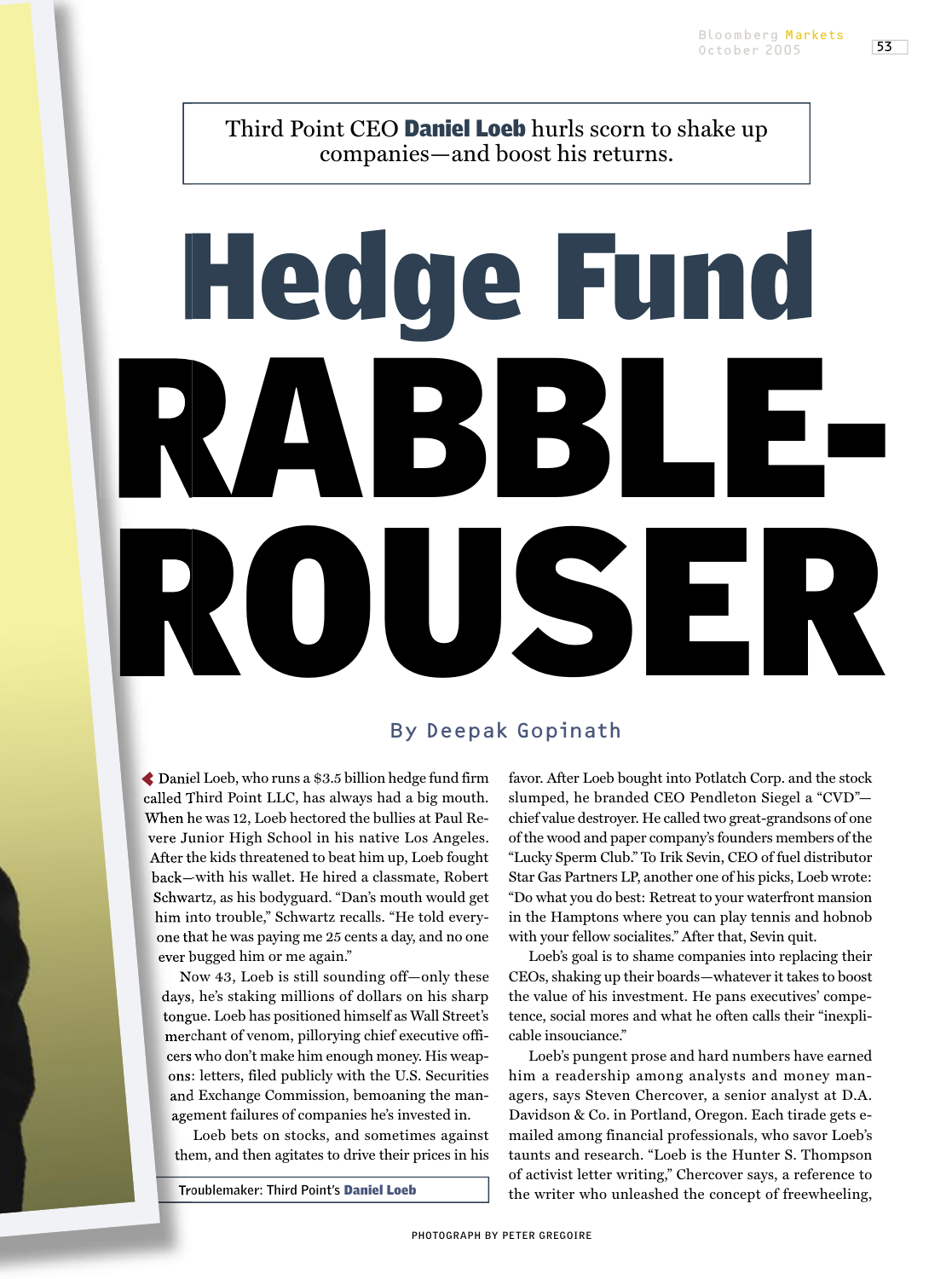Third Point CEO **Daniel Loeb** hurls scorn to shake up companies—and boost his returns.

# Hedge Fund RABBLE-ROUSER

By Deepak Gopinath

Daniel Loeb, who runs a $3.5 billion hedge fund firm called Third Point LLC, has always had a big mouth. When he was 12, Loeb hectored the bullies at Paul Revere Junior High School in his native Los Angeles. After the kids threatened to beat him up, Loeb fought back—with his wallet. He hired a classmate, Robert Schwartz, as his bodyguard. "Dan's mouth would get him into trouble," Schwartz recalls. "He told everyone that he was paying me 25 cents a day, and no one ever bugged him or me again."

Now 43, Loeb is still sounding off—only these days, he's staking millions of dollars on his sharp tongue. Loeb has positioned himself as Wall Street's merchant of venom, pillorying chief executive officers who don't make him enough money. His weapons: letters, filed publicly with the U.S. Securities and Exchange Commission, bemoaning the management failures of companies he's invested in.

Loeb bets on stocks, and sometimes against them, and then agitates to drive their prices in his favor. After Loeb bought into Potlatch Corp. and the stock slumped, he branded CEO Pendleton Siegel a "CVD"—chief value destroyer. He called two great-grandsons of one of the wood and paper company's founders members of the "Lucky Sperm Club." To Irik Sevin, CEO of fuel distributor Star Gas Partners LP, another one of his picks, Loeb wrote: "Do what you do best: Retreat to your waterfront mansion in the Hamptons where you can play tennis and hobnob with your fellow socialites." After that, Sevin quit.

Loeb's goal is to shame companies into replacing their CEOs, shaking up their boards—whatever it takes to boost the value of his investment. He pans executives' competence, social mores and what he often calls their "inexplicable insouciance."

Loeb's pungent prose and hard numbers have earned him a readership among analysts and money managers, says Steven Chercover, a senior analyst at D.A. Davidson & Co. in Portland, Oregon. Each tirade gets e-mailed among financial professionals, who savor Loeb's taunts and research. "Loeb is the Hunter S. Thompson of activist letter writing," Chercover says, a reference to the writer who unleashed the concept of freewheeling,

Troublemaker: Third Point's **Daniel Loeb**

PHOTOGRAPH BY PETER GREGOIRE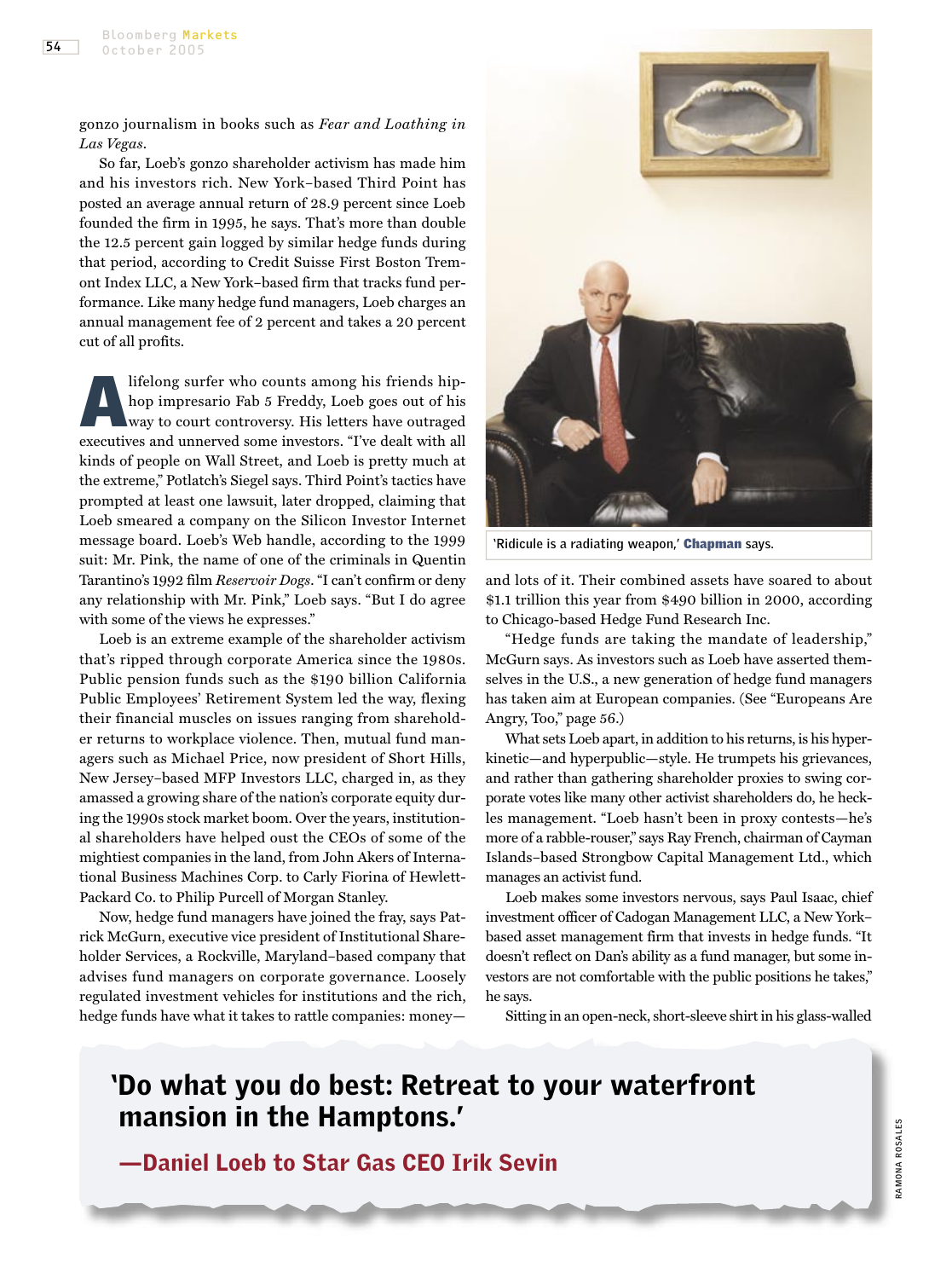gonzo journalism in books such as *Fear and Loathing in Las Vegas*.

So far, Loeb's gonzo shareholder activism has made him and his investors rich. New York–based Third Point has posted an average annual return of 28.9 percent since Loeb founded the firm in 1995, he says. That's more than double the 12.5 percent gain logged by similar hedge funds during that period, according to Credit Suisse First Boston Tremont Index LLC, a New York–based firm that tracks fund performance. Like many hedge fund managers, Loeb charges an annual management fee of 2 percent and takes a 20 percent cut of all profits.

A lifelong surfer who counts among his friends hip-hop impresario Fab 5 Freddy, Loeb goes out of his way to court controversy. His letters have outraged executives and unnerved some investors. "I've dealt with all kinds of people on Wall Street, and Loeb is pretty much at the extreme," Potlatch's Siegel says. Third Point's tactics have prompted at least one lawsuit, later dropped, claiming that Loeb smeared a company on the Silicon Investor Internet message board. Loeb's Web handle, according to the 1999 suit: Mr. Pink, the name of one of the criminals in Quentin Tarantino's 1992 film *Reservoir Dogs*. "I can't confirm or deny any relationship with Mr. Pink," Loeb says. "But I do agree with some of the views he expresses."

Loeb is an extreme example of the shareholder activism that's ripped through corporate America since the 1980s. Public pension funds such as the $190 billion California Public Employees' Retirement System led the way, flexing their financial muscles on issues ranging from shareholder returns to workplace violence. Then, mutual fund managers such as Michael Price, now president of Short Hills, New Jersey–based MFP Investors LLC, charged in, as they amassed a growing share of the nation's corporate equity during the 1990s stock market boom. Over the years, institutional shareholders have helped oust the CEOs of some of the mightiest companies in the land, from John Akers of International Business Machines Corp. to Carly Fiorina of Hewlett-Packard Co. to Philip Purcell of Morgan Stanley.

Now, hedge fund managers have joined the fray, says Patrick McGurn, executive vice president of Institutional Shareholder Services, a Rockville, Maryland–based company that advises fund managers on corporate governance. Loosely regulated investment vehicles for institutions and the rich, hedge funds have what it takes to rattle companies: money—and lots of it. Their combined assets have soared to about $1.1 trillion this year from $490 billion in 2000, according to Chicago-based Hedge Fund Research Inc.

'Ridicule is a radiating weapon,' **Chapman** says.

"Hedge funds are taking the mandate of leadership," McGurn says. As investors such as Loeb have asserted themselves in the U.S., a new generation of hedge fund managers has taken aim at European companies. (See "Europeans Are Angry, Too," page 56.)

What sets Loeb apart, in addition to his returns, is his hyperkinetic—and hyperpublic—style. He trumpets his grievances, and rather than gathering shareholder proxies to swing corporate votes like many other activist shareholders do, he heckles management. "Loeb hasn't been in proxy contests—he's more of a rabble-rouser," says Ray French, chairman of Cayman Islands–based Strongbow Capital Management Ltd., which manages an activist fund.

Loeb makes some investors nervous, says Paul Isaac, chief investment officer of Cadogan Management LLC, a New York–based asset management firm that invests in hedge funds. "It doesn't reflect on Dan's ability as a fund manager, but some investors are not comfortable with the public positions he takes," he says.

Sitting in an open-neck, short-sleeve shirt in his glass-walled

> **'Do what you do best: Retreat to your waterfront mansion in the Hamptons.'**
>
> **—Daniel Loeb to Star Gas CEO Irik Sevin**

RAMONA ROSALES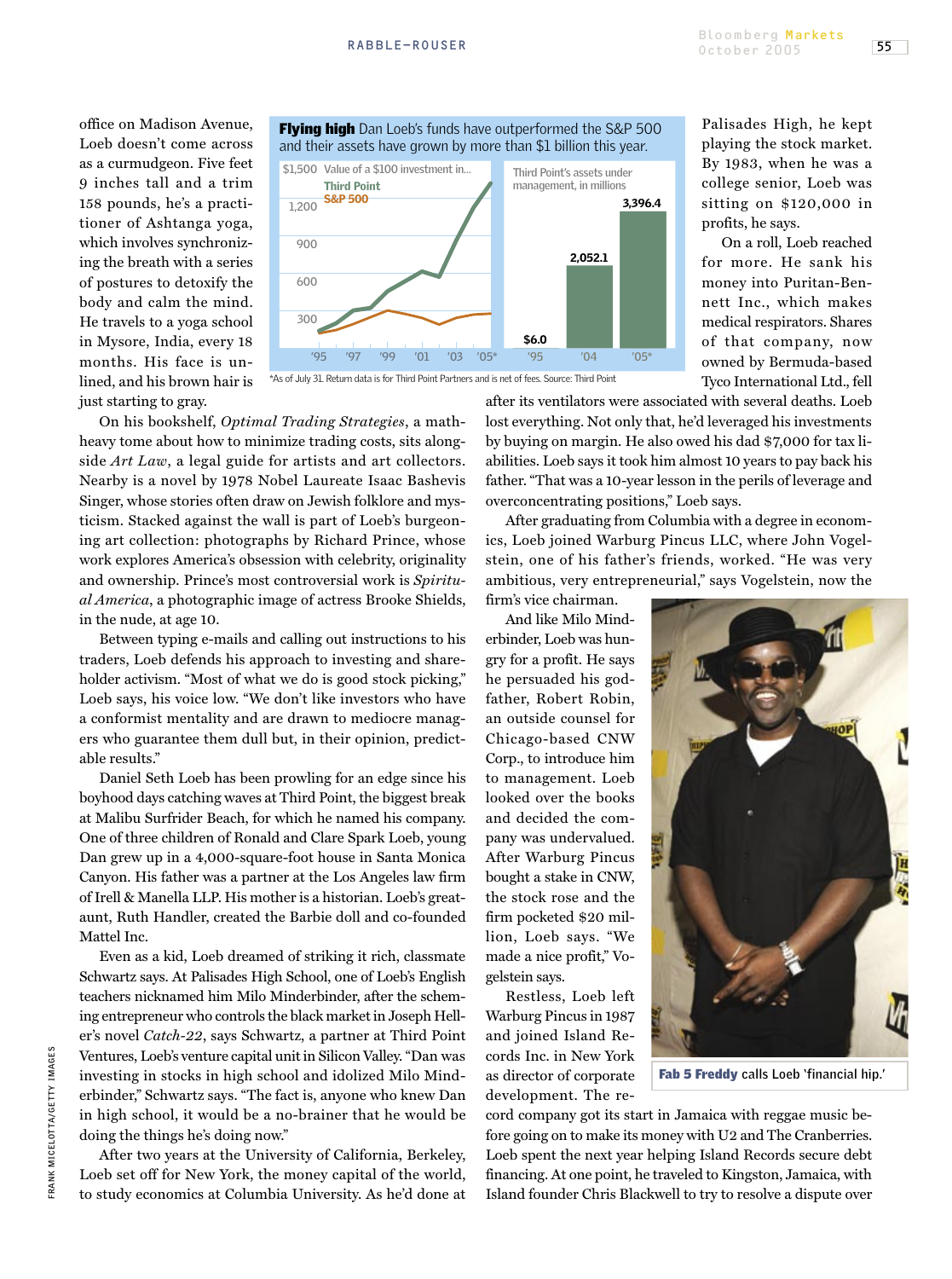**Flying high** Dan Loeb's funds have outperformed the S&P 500 and their assets have grown by more than $1 billion this year.

Value of a $100 investment in... Third Point / S&P 500

Third Point's assets under management, in millions

| | '95 | '04 | '05* |
|---|---|---|---|
| Assets under management, in millions | $6.0 | 2,052.1 | 3,396.4 |

*As of July 31. Return data is for Third Point Partners and is net of fees. Source: Third Point

office on Madison Avenue, Loeb doesn't come across as a curmudgeon. Five feet 9 inches tall and a trim 158 pounds, he's a practitioner of Ashtanga yoga, which involves synchronizing the breath with a series of postures to detoxify the body and calm the mind. He travels to a yoga school in Mysore, India, every 18 months. His face is unlined, and his brown hair is just starting to gray.

On his bookshelf, *Optimal Trading Strategies*, a math-heavy tome about how to minimize trading costs, sits alongside *Art Law*, a legal guide for artists and art collectors. Nearby is a novel by 1978 Nobel Laureate Isaac Bashevis Singer, whose stories often draw on Jewish folklore and mysticism. Stacked against the wall is part of Loeb's burgeoning art collection: photographs by Richard Prince, whose work explores America's obsession with celebrity, originality and ownership. Prince's most controversial work is *Spiritual America*, a photographic image of actress Brooke Shields, in the nude, at age 10.

Between typing e-mails and calling out instructions to his traders, Loeb defends his approach to investing and shareholder activism. "Most of what we do is good stock picking," Loeb says, his voice low. "We don't like investors who have a conformist mentality and are drawn to mediocre managers who guarantee them dull but, in their opinion, predictable results."

Daniel Seth Loeb has been prowling for an edge since his boyhood days catching waves at Third Point, the biggest break at Malibu Surfrider Beach, for which he named his company. One of three children of Ronald and Clare Spark Loeb, young Dan grew up in a 4,000-square-foot house in Santa Monica Canyon. His father was a partner at the Los Angeles law firm of Irell & Manella LLP. His mother is a historian. Loeb's great-aunt, Ruth Handler, created the Barbie doll and co-founded Mattel Inc.

Even as a kid, Loeb dreamed of striking it rich, classmate Schwartz says. At Palisades High School, one of Loeb's English teachers nicknamed him Milo Minderbinder, after the scheming entrepreneur who controls the black market in Joseph Heller's novel *Catch-22*, says Schwartz, a partner at Third Point Ventures, Loeb's venture capital unit in Silicon Valley. "Dan was investing in stocks in high school and idolized Milo Minderbinder," Schwartz says. "The fact is, anyone who knew Dan in high school, it would be a no-brainer that he would be doing the things he's doing now."

After two years at the University of California, Berkeley, Loeb set off for New York, the money capital of the world, to study economics at Columbia University. As he'd done at Palisades High, he kept playing the stock market. By 1983, when he was a college senior, Loeb was sitting on $120,000 in profits, he says.

On a roll, Loeb reached for more. He sank his money into Puritan-Bennett Inc., which makes medical respirators. Shares of that company, now owned by Bermuda-based Tyco International Ltd., fell after its ventilators were associated with several deaths. Loeb lost everything. Not only that, he'd leveraged his investments by buying on margin. He also owed his dad $7,000 for tax liabilities. Loeb says it took him almost 10 years to pay back his father. "That was a 10-year lesson in the perils of leverage and overconcentrating positions," Loeb says.

After graduating from Columbia with a degree in economics, Loeb joined Warburg Pincus LLC, where John Vogelstein, one of his father's friends, worked. "He was very ambitious, very entrepreneurial," says Vogelstein, now the firm's vice chairman.

And like Milo Minderbinder, Loeb was hungry for a profit. He says he persuaded his godfather, Robert Robin, an outside counsel for Chicago-based CNW Corp., to introduce him to management. Loeb looked over the books and decided the company was undervalued. After Warburg Pincus bought a stake in CNW, the stock rose and the firm pocketed $20 million, Loeb says. "We made a nice profit," Vogelstein says.

Restless, Loeb left Warburg Pincus in 1987 and joined Island Records Inc. in New York as director of corporate development. The record company got its start in Jamaica with reggae music before going on to make its money with U2 and The Cranberries. Loeb spent the next year helping Island Records secure debt financing. At one point, he traveled to Kingston, Jamaica, with Island founder Chris Blackwell to try to resolve a dispute over

**Fab 5 Freddy** calls Loeb 'financial hip.'

FRANK MICELOTTA/GETTY IMAGES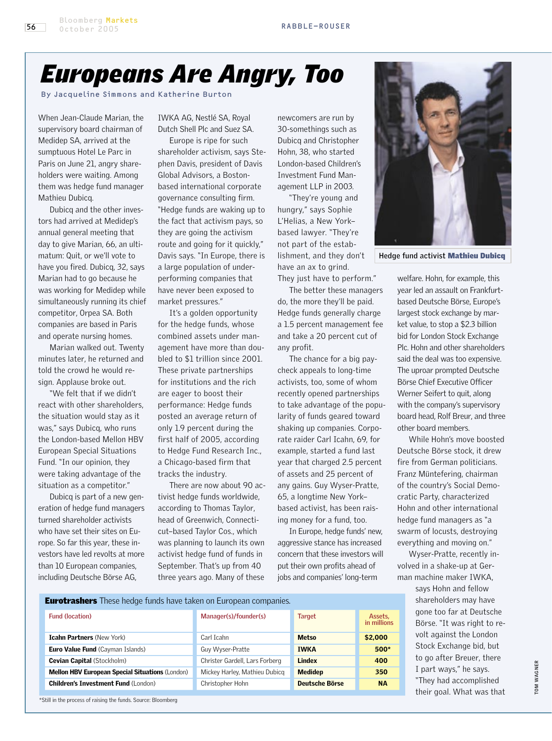RABBLE-ROUSER

# Europeans Are Angry, Too

By Jacqueline Simmons and Katherine Burton

When Jean-Claude Marian, the supervisory board chairman of Medidep SA, arrived at the sumptuous Hotel Le Parc in Paris on June 21, angry shareholders were waiting. Among them was hedge fund manager Mathieu Dubicq.

Dubicq and the other investors had arrived at Medidep's annual general meeting that day to give Marian, 66, an ultimatum: Quit, or we'll vote to have you fired. Dubicq, 32, says Marian had to go because he was working for Medidep while simultaneously running its chief competitor, Orpea SA. Both companies are based in Paris and operate nursing homes.

Marian walked out. Twenty minutes later, he returned and told the crowd he would resign. Applause broke out.

"We felt that if we didn't react with other shareholders, the situation would stay as it was," says Dubicq, who runs the London-based Mellon HBV European Special Situations Fund. "In our opinion, they were taking advantage of the situation as a competitor."

Dubicq is part of a new generation of hedge fund managers turned shareholder activists who have set their sites on Europe. So far this year, these investors have led revolts at more than 10 European companies, including Deutsche Börse AG, IWKA AG, Nestlé SA, Royal Dutch Shell Plc and Suez SA.

Europe is ripe for such shareholder activism, says Stephen Davis, president of Davis Global Advisors, a Boston-based international corporate governance consulting firm. "Hedge funds are waking up to the fact that activism pays, so they are going the activism route and going for it quickly," Davis says. "In Europe, there is a large population of underperforming companies that have never been exposed to market pressures."

It's a golden opportunity for the hedge funds, whose combined assets under management have more than doubled to $1 trillion since 2001. These private partnerships for institutions and the rich are eager to boost their performance: Hedge funds posted an average return of only 1.9 percent during the first half of 2005, according to Hedge Fund Research Inc., a Chicago-based firm that tracks the industry.

There are now about 90 activist hedge funds worldwide, according to Thomas Taylor, head of Greenwich, Connecticut–based Taylor Cos., which was planning to launch its own activist hedge fund of funds in September. That's up from 40 three years ago. Many of these newcomers are run by 30-somethings such as Dubicq and Christopher Hohn, 38, who started London-based Children's Investment Fund Management LLP in 2003.

"They're young and hungry," says Sophie L'Helias, a New York–based lawyer. "They're not part of the establishment, and they don't have an ax to grind. They just have to perform."

The better these managers do, the more they'll be paid. Hedge funds generally charge a 1.5 percent management fee and take a 20 percent cut of any profit.

The chance for a big paycheck appeals to long-time activists, too, some of whom recently opened partnerships to take advantage of the popularity of funds geared toward shaking up companies. Corporate raider Carl Icahn, 69, for example, started a fund last year that charged 2.5 percent of assets and 25 percent of any gains. Guy Wyser-Pratte, 65, a longtime New York–based activist, has been raising money for a fund, too.

In Europe, hedge funds' new, aggressive stance has increased concern that these investors will put their own profits ahead of jobs and companies' long-term welfare. Hohn, for example, this year led an assault on Frankfurt-based Deutsche Börse, Europe's largest stock exchange by market value, to stop a $2.3 billion bid for London Stock Exchange Plc. Hohn and other shareholders said the deal was too expensive. The uproar prompted Deutsche Börse Chief Executive Officer Werner Seifert to quit, along with the company's supervisory board head, Rolf Breur, and three other board members.

While Hohn's move boosted Deutsche Börse stock, it drew fire from German politicians. Franz Müntefering, chairman of the country's Social Democratic Party, characterized Hohn and other international hedge fund managers as "a swarm of locusts, destroying everything and moving on."

Wyser-Pratte, recently involved in a shake-up at German machine maker IWKA, says Hohn and fellow shareholders may have gone too far at Deutsche Börse. "It was right to revolt against the London Stock Exchange bid, but to go after Breuer, there I part ways," he says. "They had accomplished their goal. What was that

Hedge fund activist **Mathieu Dubicq**

**Eurotrashers** These hedge funds have taken on European companies.

| Fund (location) | Manager(s)/founder(s) | Target | Assets, in millions |
|---|---|---|---|
| **Icahn Partners** (New York) | Carl Icahn | **Metso** | **$2,000** |
| **Euro Value Fund** (Cayman Islands) | Guy Wyser-Pratte | **IWKA** | **500*** |
| **Cevian Capital** (Stockholm) | Christer Gardell, Lars Forberg | **Lindex** | **400** |
| **Mellon HBV European Special Situations** (London) | Mickey Harley, Mathieu Dubicq | **Medidep** | **350** |
| **Children's Investment Fund** (London) | Christopher Hohn | **Deutsche Börse** | **NA** |

*Still in the process of raising the funds. Source: Bloomberg

TOM WAGNER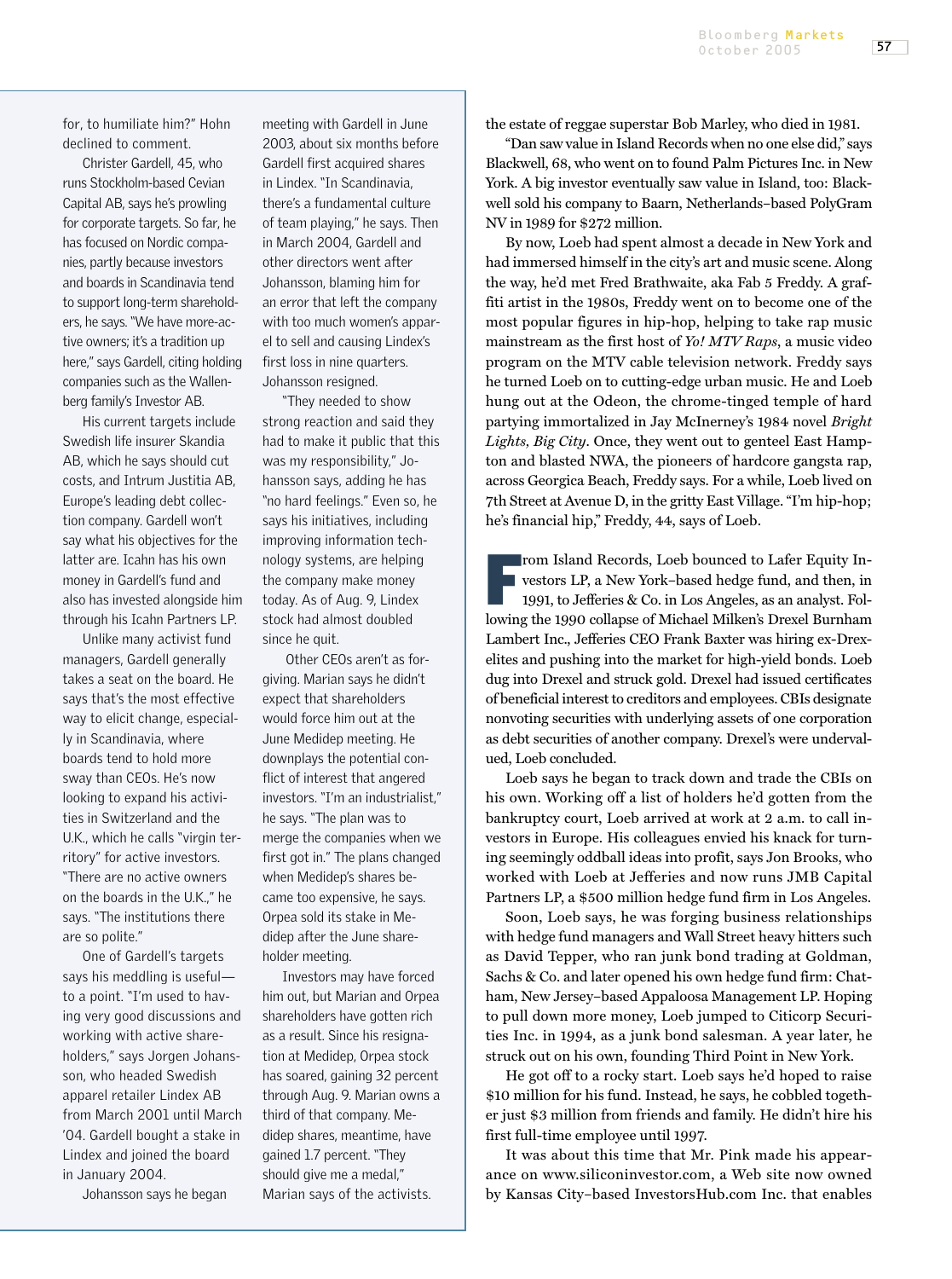for, to humiliate him?" Hohn declined to comment.

Christer Gardell, 45, who runs Stockholm-based Cevian Capital AB, says he's prowling for corporate targets. So far, he has focused on Nordic companies, partly because investors and boards in Scandinavia tend to support long-term shareholders, he says. "We have more-active owners; it's a tradition up here," says Gardell, citing holding companies such as the Wallenberg family's Investor AB.

His current targets include Swedish life insurer Skandia AB, which he says should cut costs, and Intrum Justitia AB, Europe's leading debt collection company. Gardell won't say what his objectives for the latter are. Icahn has his own money in Gardell's fund and also has invested alongside him through his Icahn Partners LP.

Unlike many activist fund managers, Gardell generally takes a seat on the board. He says that's the most effective way to elicit change, especially in Scandinavia, where boards tend to hold more sway than CEOs. He's now looking to expand his activities in Switzerland and the U.K., which he calls "virgin territory" for active investors. "There are no active owners on the boards in the U.K.," he says. "The institutions there are so polite."

One of Gardell's targets says his meddling is useful—to a point. "I'm used to having very good discussions and working with active shareholders," says Jorgen Johansson, who headed Swedish apparel retailer Lindex AB from March 2001 until March '04. Gardell bought a stake in Lindex and joined the board in January 2004.

Johansson says he began meeting with Gardell in June 2003, about six months before Gardell first acquired shares in Lindex. "In Scandinavia, there's a fundamental culture of team playing," he says. Then in March 2004, Gardell and other directors went after Johansson, blaming him for an error that left the company with too much women's apparel to sell and causing Lindex's first loss in nine quarters. Johansson resigned.

"They needed to show strong reaction and said they had to make it public that this was my responsibility," Johansson says, adding he has "no hard feelings." Even so, he says his initiatives, including improving information technology systems, are helping the company make money today. As of Aug. 9, Lindex stock had almost doubled since he quit.

Other CEOs aren't as forgiving. Marian says he didn't expect that shareholders would force him out at the June Medidep meeting. He downplays the potential conflict of interest that angered investors. "I'm an industrialist," he says. "The plan was to merge the companies when we first got in." The plans changed when Medidep's shares became too expensive, he says. Orpea sold its stake in Medidep after the June shareholder meeting.

Investors may have forced him out, but Marian and Orpea shareholders have gotten rich as a result. Since his resignation at Medidep, Orpea stock has soared, gaining 32 percent through Aug. 9. Marian owns a third of that company. Medidep shares, meantime, have gained 1.7 percent. "They should give me a medal," Marian says of the activists.

the estate of reggae superstar Bob Marley, who died in 1981.

"Dan saw value in Island Records when no one else did," says Blackwell, 68, who went on to found Palm Pictures Inc. in New York. A big investor eventually saw value in Island, too: Blackwell sold his company to Baarn, Netherlands–based PolyGram NV in 1989 for $272 million.

By now, Loeb had spent almost a decade in New York and had immersed himself in the city's art and music scene. Along the way, he'd met Fred Brathwaite, aka Fab 5 Freddy. A graffiti artist in the 1980s, Freddy went on to become one of the most popular figures in hip-hop, helping to take rap music mainstream as the first host of *Yo! MTV Raps*, a music video program on the MTV cable television network. Freddy says he turned Loeb on to cutting-edge urban music. He and Loeb hung out at the Odeon, the chrome-tinged temple of hard partying immortalized in Jay McInerney's 1984 novel *Bright Lights, Big City*. Once, they went out to genteel East Hampton and blasted NWA, the pioneers of hardcore gangsta rap, across Georgica Beach, Freddy says. For a while, Loeb lived on 7th Street at Avenue D, in the gritty East Village. "I'm hip-hop; he's financial hip," Freddy, 44, says of Loeb.

From Island Records, Loeb bounced to Lafer Equity Investors LP, a New York–based hedge fund, and then, in 1991, to Jefferies & Co. in Los Angeles, as an analyst. Following the 1990 collapse of Michael Milken's Drexel Burnham Lambert Inc., Jefferies CEO Frank Baxter was hiring ex-Drexelites and pushing into the market for high-yield bonds. Loeb dug into Drexel and struck gold. Drexel had issued certificates of beneficial interest to creditors and employees. CBIs designate nonvoting securities with underlying assets of one corporation as debt securities of another company. Drexel's were undervalued, Loeb concluded.

Loeb says he began to track down and trade the CBIs on his own. Working off a list of holders he'd gotten from the bankruptcy court, Loeb arrived at work at 2 a.m. to call investors in Europe. His colleagues envied his knack for turning seemingly oddball ideas into profit, says Jon Brooks, who worked with Loeb at Jefferies and now runs JMB Capital Partners LP, a $500 million hedge fund firm in Los Angeles.

Soon, Loeb says, he was forging business relationships with hedge fund managers and Wall Street heavy hitters such as David Tepper, who ran junk bond trading at Goldman, Sachs & Co. and later opened his own hedge fund firm: Chatham, New Jersey–based Appaloosa Management LP. Hoping to pull down more money, Loeb jumped to Citicorp Securities Inc. in 1994, as a junk bond salesman. A year later, he struck out on his own, founding Third Point in New York.

He got off to a rocky start. Loeb says he'd hoped to raise $10 million for his fund. Instead, he says, he cobbled together just $3 million from friends and family. He didn't hire his first full-time employee until 1997.

It was about this time that Mr. Pink made his appearance on www.siliconinvestor.com, a Web site now owned by Kansas City–based InvestorsHub.com Inc. that enables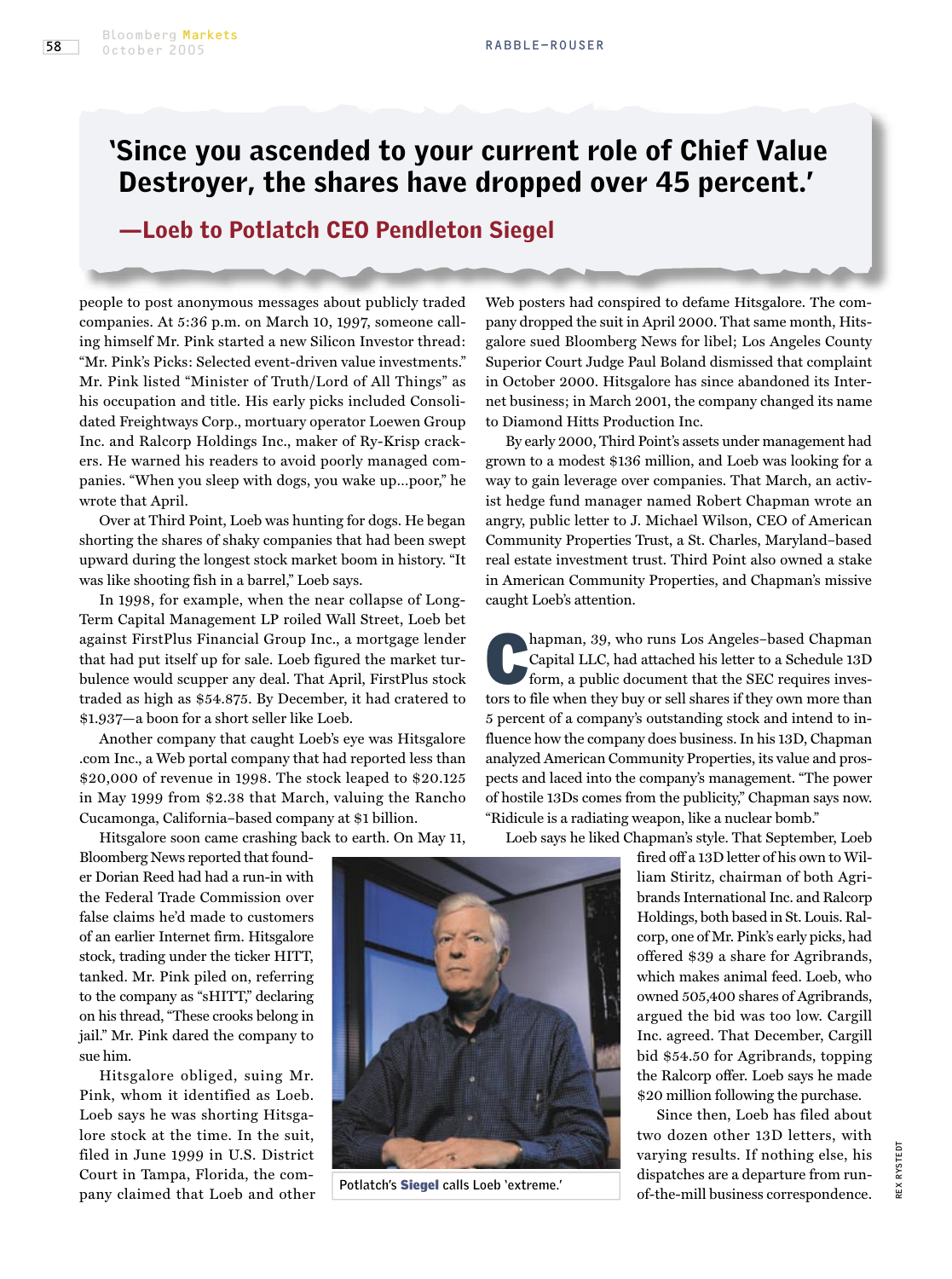> **'Since you ascended to your current role of Chief Value Destroyer, the shares have dropped over 45 percent.'**
>
> **—Loeb to Potlatch CEO Pendleton Siegel**

people to post anonymous messages about publicly traded companies. At 5:36 p.m. on March 10, 1997, someone calling himself Mr. Pink started a new Silicon Investor thread: "Mr. Pink's Picks: Selected event-driven value investments." Mr. Pink listed "Minister of Truth/Lord of All Things" as his occupation and title. His early picks included Consolidated Freightways Corp., mortuary operator Loewen Group Inc. and Ralcorp Holdings Inc., maker of Ry-Krisp crackers. He warned his readers to avoid poorly managed companies. "When you sleep with dogs, you wake up…poor," he wrote that April.

Over at Third Point, Loeb was hunting for dogs. He began shorting the shares of shaky companies that had been swept upward during the longest stock market boom in history. "It was like shooting fish in a barrel," Loeb says.

In 1998, for example, when the near collapse of Long-Term Capital Management LP roiled Wall Street, Loeb bet against FirstPlus Financial Group Inc., a mortgage lender that had put itself up for sale. Loeb figured the market turbulence would scupper any deal. That April, FirstPlus stock traded as high as $54.875. By December, it had cratered to $1.937—a boon for a short seller like Loeb.

Another company that caught Loeb's eye was Hitsgalore .com Inc., a Web portal company that had reported less than $20,000 of revenue in 1998. The stock leaped to $20.125 in May 1999 from $2.38 that March, valuing the Rancho Cucamonga, California–based company at $1 billion.

Hitsgalore soon came crashing back to earth. On May 11, Bloomberg News reported that founder Dorian Reed had had a run-in with the Federal Trade Commission over false claims he'd made to customers of an earlier Internet firm. Hitsgalore stock, trading under the ticker HITT, tanked. Mr. Pink piled on, referring to the company as "sHITT," declaring on his thread, "These crooks belong in jail." Mr. Pink dared the company to sue him.

Hitsgalore obliged, suing Mr. Pink, whom it identified as Loeb. Loeb says he was shorting Hitsgalore stock at the time. In the suit, filed in June 1999 in U.S. District Court in Tampa, Florida, the company claimed that Loeb and other Web posters had conspired to defame Hitsgalore. The company dropped the suit in April 2000. That same month, Hitsgalore sued Bloomberg News for libel; Los Angeles County Superior Court Judge Paul Boland dismissed that complaint in October 2000. Hitsgalore has since abandoned its Internet business; in March 2001, the company changed its name to Diamond Hitts Production Inc.

Potlatch's **Siegel** calls Loeb 'extreme.'

By early 2000, Third Point's assets under management had grown to a modest $136 million, and Loeb was looking for a way to gain leverage over companies. That March, an activist hedge fund manager named Robert Chapman wrote an angry, public letter to J. Michael Wilson, CEO of American Community Properties Trust, a St. Charles, Maryland–based real estate investment trust. Third Point also owned a stake in American Community Properties, and Chapman's missive caught Loeb's attention.

Chapman, 39, who runs Los Angeles–based Chapman Capital LLC, had attached his letter to a Schedule 13D form, a public document that the SEC requires investors to file when they buy or sell shares if they own more than 5 percent of a company's outstanding stock and intend to influence how the company does business. In his 13D, Chapman analyzed American Community Properties, its value and prospects and laced into the company's management. "The power of hostile 13Ds comes from the publicity," Chapman says now. "Ridicule is a radiating weapon, like a nuclear bomb."

Loeb says he liked Chapman's style. That September, Loeb fired off a 13D letter of his own to William Stiritz, chairman of both Agribrands International Inc. and Ralcorp Holdings, both based in St. Louis. Ralcorp, one of Mr. Pink's early picks, had offered $39 a share for Agribrands, which makes animal feed. Loeb, who owned 505,400 shares of Agribrands, argued the bid was too low. Cargill Inc. agreed. That December, Cargill bid $54.50 for Agribrands, topping the Ralcorp offer. Loeb says he made $20 million following the purchase.

Since then, Loeb has filed about two dozen other 13D letters, with varying results. If nothing else, his dispatches are a departure from run-of-the-mill business correspondence.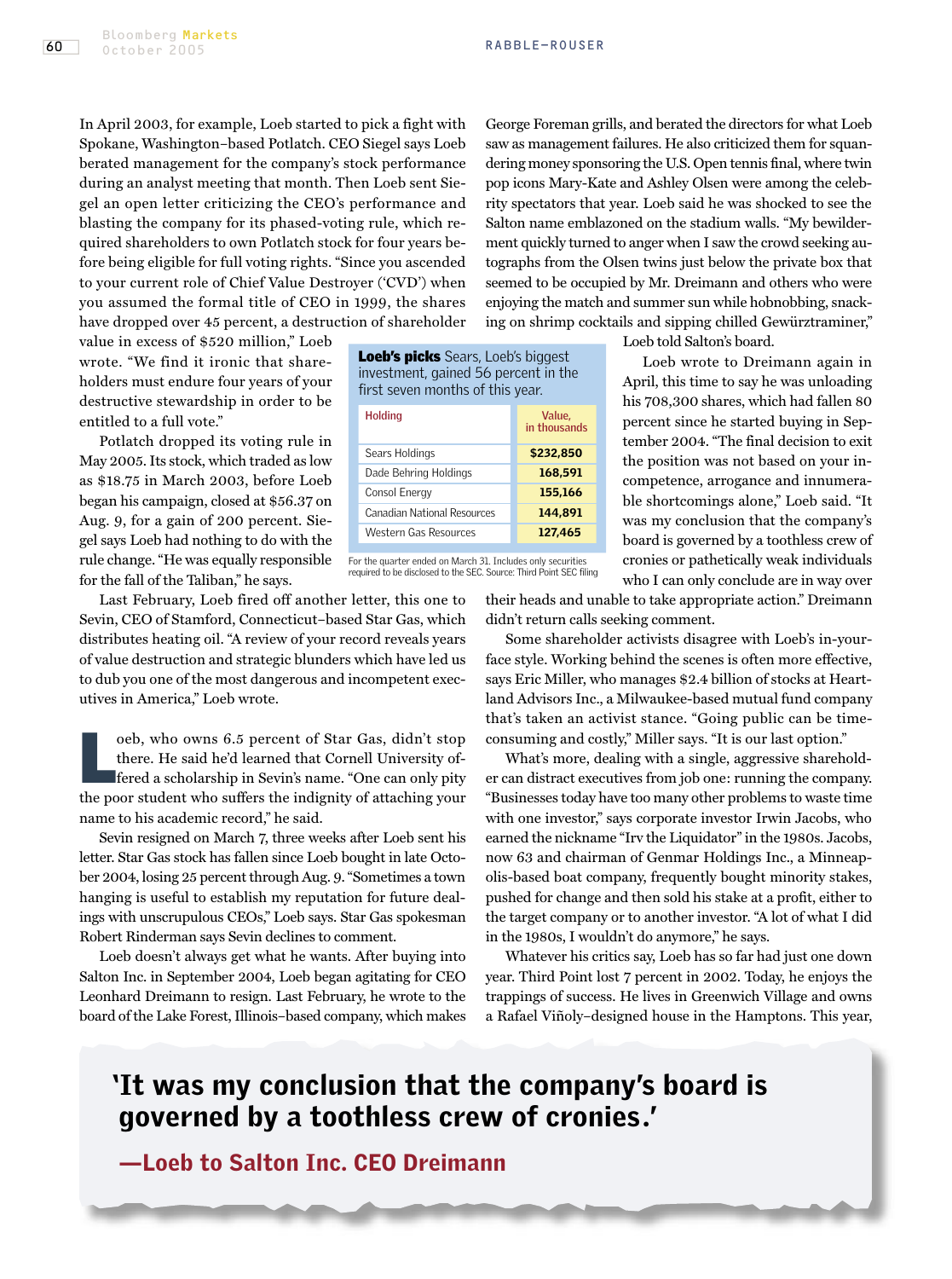In April 2003, for example, Loeb started to pick a fight with Spokane, Washington–based Potlatch. CEO Siegel says Loeb berated management for the company's stock performance during an analyst meeting that month. Then Loeb sent Siegel an open letter criticizing the CEO's performance and blasting the company for its phased-voting rule, which required shareholders to own Potlatch stock for four years before being eligible for full voting rights. "Since you ascended to your current role of Chief Value Destroyer ('CVD') when you assumed the formal title of CEO in 1999, the shares have dropped over 45 percent, a destruction of shareholder value in excess of $520 million," Loeb wrote. "We find it ironic that shareholders must endure four years of your destructive stewardship in order to be entitled to a full vote."

Potlatch dropped its voting rule in May 2005. Its stock, which traded as low as $18.75 in March 2003, before Loeb began his campaign, closed at $56.37 on Aug. 9, for a gain of 200 percent. Siegel says Loeb had nothing to do with the rule change. "He was equally responsible for the fall of the Taliban," he says.

Last February, Loeb fired off another letter, this one to Sevin, CEO of Stamford, Connecticut–based Star Gas, which distributes heating oil. "A review of your record reveals years of value destruction and strategic blunders which have led us to dub you one of the most dangerous and incompetent executives in America," Loeb wrote.

Loeb, who owns 6.5 percent of Star Gas, didn't stop there. He said he'd learned that Cornell University offered a scholarship in Sevin's name. "One can only pity the poor student who suffers the indignity of attaching your name to his academic record," he said.

Sevin resigned on March 7, three weeks after Loeb sent his letter. Star Gas stock has fallen since Loeb bought in late October 2004, losing 25 percent through Aug. 9. "Sometimes a town hanging is useful to establish my reputation for future dealings with unscrupulous CEOs," Loeb says. Star Gas spokesman Robert Rinderman says Sevin declines to comment.

Loeb doesn't always get what he wants. After buying into Salton Inc. in September 2004, Loeb began agitating for CEO Leonhard Dreimann to resign. Last February, he wrote to the board of the Lake Forest, Illinois–based company, which makes George Foreman grills, and berated the directors for what Loeb saw as management failures. He also criticized them for squandering money sponsoring the U.S. Open tennis final, where twin pop icons Mary-Kate and Ashley Olsen were among the celebrity spectators that year. Loeb said he was shocked to see the Salton name emblazoned on the stadium walls. "My bewilderment quickly turned to anger when I saw the crowd seeking autographs from the Olsen twins just below the private box that seemed to be occupied by Mr. Dreimann and others who were enjoying the match and summer sun while hobnobbing, snacking on shrimp cocktails and sipping chilled Gewürztraminer," Loeb told Salton's board.

**Loeb's picks** Sears, Loeb's biggest investment, gained 56 percent in the first seven months of this year.

| Holding | Value, in thousands |
|---|---|
| Sears Holdings | $232,850 |
| Dade Behring Holdings | 168,591 |
| Consol Energy | 155,166 |
| Canadian National Resources | 144,891 |
| Western Gas Resources | 127,465 |

For the quarter ended on March 31. Includes only securities required to be disclosed to the SEC. Source: Third Point SEC filing

Loeb wrote to Dreimann again in April, this time to say he was unloading his 708,300 shares, which had fallen 80 percent since he started buying in September 2004. "The final decision to exit the position was not based on your incompetence, arrogance and innumerable shortcomings alone," Loeb said. "It was my conclusion that the company's board is governed by a toothless crew of cronies or pathetically weak individuals who I can only conclude are in way over their heads and unable to take appropriate action." Dreimann didn't return calls seeking comment.

Some shareholder activists disagree with Loeb's in-your-face style. Working behind the scenes is often more effective, says Eric Miller, who manages $2.4 billion of stocks at Heartland Advisors Inc., a Milwaukee-based mutual fund company that's taken an activist stance. "Going public can be time-consuming and costly," Miller says. "It is our last option."

What's more, dealing with a single, aggressive shareholder can distract executives from job one: running the company. "Businesses today have too many other problems to waste time with one investor," says corporate investor Irwin Jacobs, who earned the nickname "Irv the Liquidator" in the 1980s. Jacobs, now 63 and chairman of Genmar Holdings Inc., a Minneapolis-based boat company, frequently bought minority stakes, pushed for change and then sold his stake at a profit, either to the target company or to another investor. "A lot of what I did in the 1980s, I wouldn't do anymore," he says.

Whatever his critics say, Loeb has so far had just one down year. Third Point lost 7 percent in 2002. Today, he enjoys the trappings of success. He lives in Greenwich Village and owns a Rafael Viñoly–designed house in the Hamptons. This year,

**'It was my conclusion that the company's board is governed by a toothless crew of cronies.'**

**—Loeb to Salton Inc. CEO Dreimann**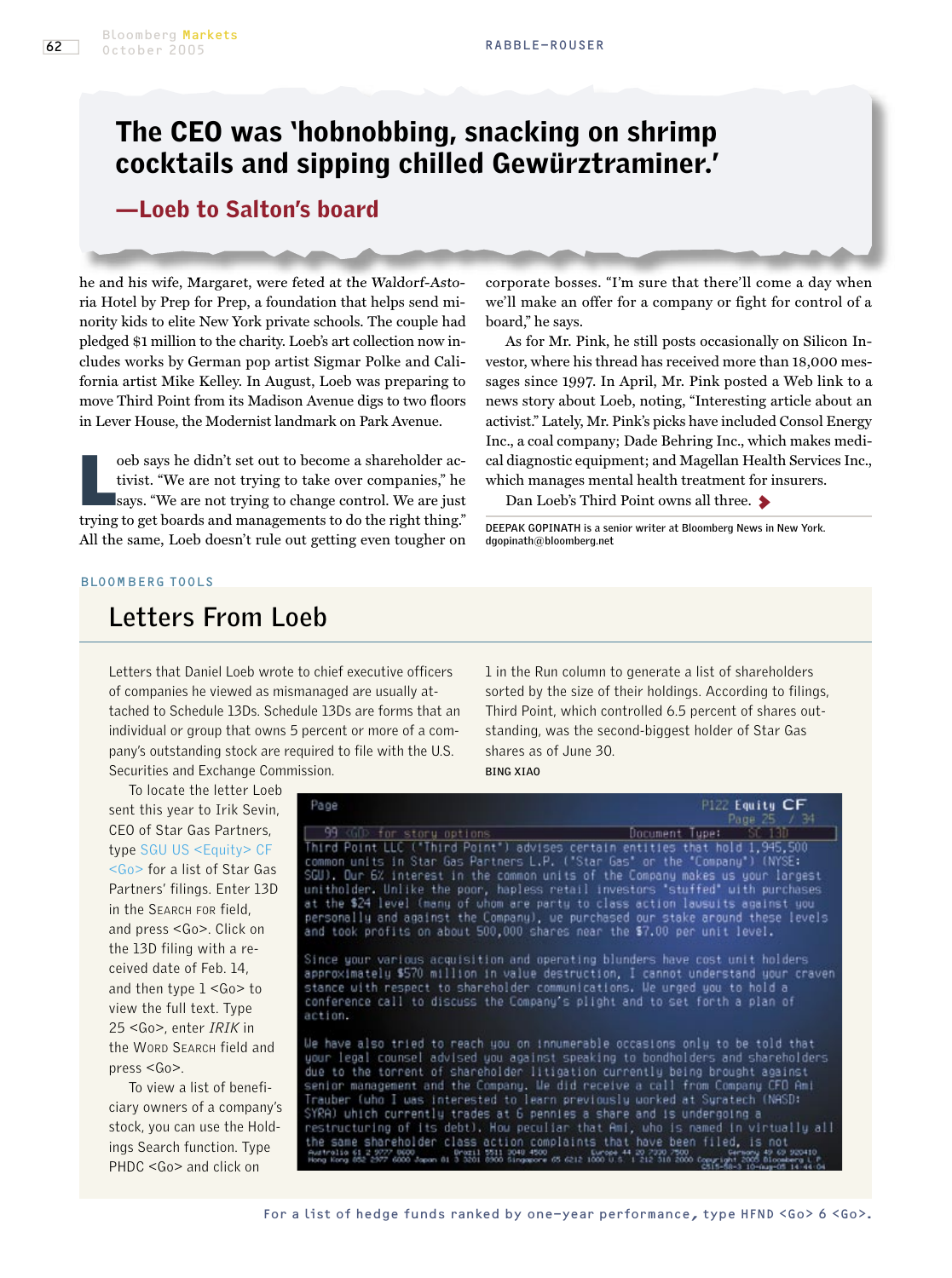> **The CEO was 'hobnobbing, snacking on shrimp cocktails and sipping chilled Gewürztraminer.'**
>
> **—Loeb to Salton's board**

he and his wife, Margaret, were feted at the Waldorf-Astoria Hotel by Prep for Prep, a foundation that helps send minority kids to elite New York private schools. The couple had pledged $1 million to the charity. Loeb's art collection now includes works by German pop artist Sigmar Polke and California artist Mike Kelley. In August, Loeb was preparing to move Third Point from its Madison Avenue digs to two floors in Lever House, the Modernist landmark on Park Avenue.

Loeb says he didn't set out to become a shareholder activist. "We are not trying to take over companies," he says. "We are not trying to change control. We are just trying to get boards and managements to do the right thing." All the same, Loeb doesn't rule out getting even tougher on corporate bosses. "I'm sure that there'll come a day when we'll make an offer for a company or fight for control of a board," he says.

As for Mr. Pink, he still posts occasionally on Silicon Investor, where his thread has received more than 18,000 messages since 1997. In April, Mr. Pink posted a Web link to a news story about Loeb, noting, "Interesting article about an activist." Lately, Mr. Pink's picks have included Consol Energy Inc., a coal company; Dade Behring Inc., which makes medical diagnostic equipment; and Magellan Health Services Inc., which manages mental health treatment for insurers.

Dan Loeb's Third Point owns all three.

DEEPAK GOPINATH is a senior writer at Bloomberg News in New York. dgopinath@bloomberg.net

BLOOMBERG TOOLS

## Letters From Loeb

Letters that Daniel Loeb wrote to chief executive officers of companies he viewed as mismanaged are usually attached to Schedule 13Ds. Schedule 13Ds are forms that an individual or group that owns 5 percent or more of a company's outstanding stock are required to file with the U.S. Securities and Exchange Commission.

To locate the letter Loeb sent this year to Irik Sevin, CEO of Star Gas Partners, type SGU US <Equity> CF <Go> for a list of Star Gas Partners' filings. Enter 13D in the SEARCH FOR field, and press <Go>. Click on the 13D filing with a received date of Feb. 14, and then type 1 <Go> to view the full text. Type 25 <Go>, enter *IRIK* in the WORD SEARCH field and press <Go>.

To view a list of beneficiary owners of a company's stock, you can use the Holdings Search function. Type PHDC <Go> and click on 1 in the Run column to generate a list of shareholders sorted by the size of their holdings. According to filings, Third Point, which controlled 6.5 percent of shares outstanding, was the second-biggest holder of Star Gas shares as of June 30.

BING XIAO

```
Page                                                   P122 Equity CF
                                                       Page 25 / 34
  99 <GO> for story options                 Document Type:   SC 13D
Third Point LLC ("Third Point") advises certain entities that hold 1,945,500
common units in Star Gas Partners L.P. ("Star Gas" or the "Company") (NYSE:
SGU). Our 6% interest in the common units of the Company makes us your largest
unitholder. Unlike the poor, hapless retail investors "stuffed" with purchases
at the $24 level (many of whom are party to class action lawsuits against you
personally and against the Company), we purchased our stake around these levels
and took profits on about 500,000 shares near the $7.00 per unit level.

Since your various acquisition and operating blunders have cost unit holders
approximately $570 million in value destruction, I cannot understand your craven
stance with respect to shareholder communications. We urged you to hold a
conference call to discuss the Company's plight and to set forth a plan of
action.

We have also tried to reach you on innumerable occasions only to be told that
your legal counsel advised you against speaking to bondholders and shareholders
due to the torrent of shareholder litigation currently being brought against
senior management and the Company. We did receive a call from Company CFO Ami
Trauber (who I was interested to learn previously worked at Syratech (NASD:
SYRA) which currently trades at 6 pennies a share and is undergoing a
restructuring of its debt). How peculiar that Ami, who is named in virtually all
the same shareholder class action complaints that have been filed, is not
```

For a list of hedge funds ranked by one-year performance, type HFND <Go> 6 <Go>.